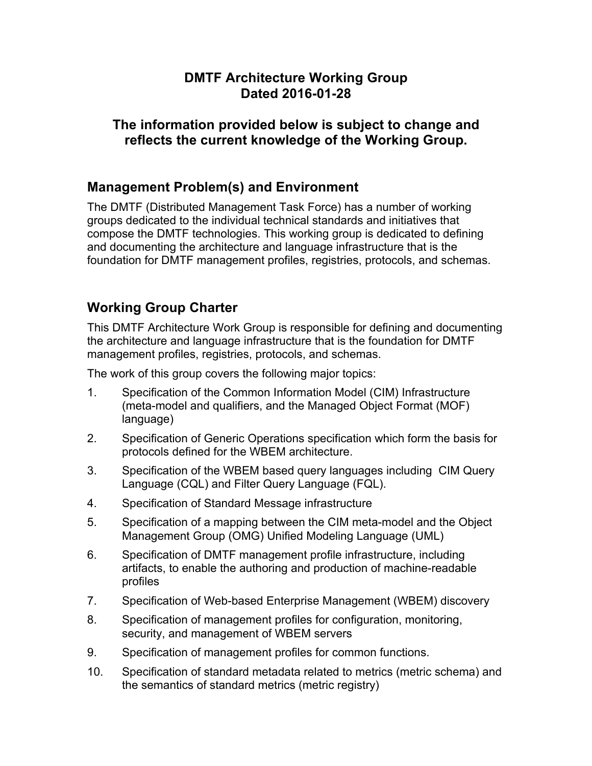# DMTF Architecture Working Group
# Dated 2016-01-28

## The information provided below is subject to change and reflects the current knowledge of the Working Group.

## Management Problem(s) and Environment

The DMTF (Distributed Management Task Force) has a number of working groups dedicated to the individual technical standards and initiatives that compose the DMTF technologies. This working group is dedicated to defining and documenting the architecture and language infrastructure that is the foundation for DMTF management profiles, registries, protocols, and schemas.

## Working Group Charter

This DMTF Architecture Work Group is responsible for defining and documenting the architecture and language infrastructure that is the foundation for DMTF management profiles, registries, protocols, and schemas.

The work of this group covers the following major topics:

1. Specification of the Common Information Model (CIM) Infrastructure (meta-model and qualifiers, and the Managed Object Format (MOF) language)
2. Specification of Generic Operations specification which form the basis for protocols defined for the WBEM architecture.
3. Specification of the WBEM based query languages including CIM Query Language (CQL) and Filter Query Language (FQL).
4. Specification of Standard Message infrastructure
5. Specification of a mapping between the CIM meta-model and the Object Management Group (OMG) Unified Modeling Language (UML)
6. Specification of DMTF management profile infrastructure, including artifacts, to enable the authoring and production of machine-readable profiles
7. Specification of Web-based Enterprise Management (WBEM) discovery
8. Specification of management profiles for configuration, monitoring, security, and management of WBEM servers
9. Specification of management profiles for common functions.
10. Specification of standard metadata related to metrics (metric schema) and the semantics of standard metrics (metric registry)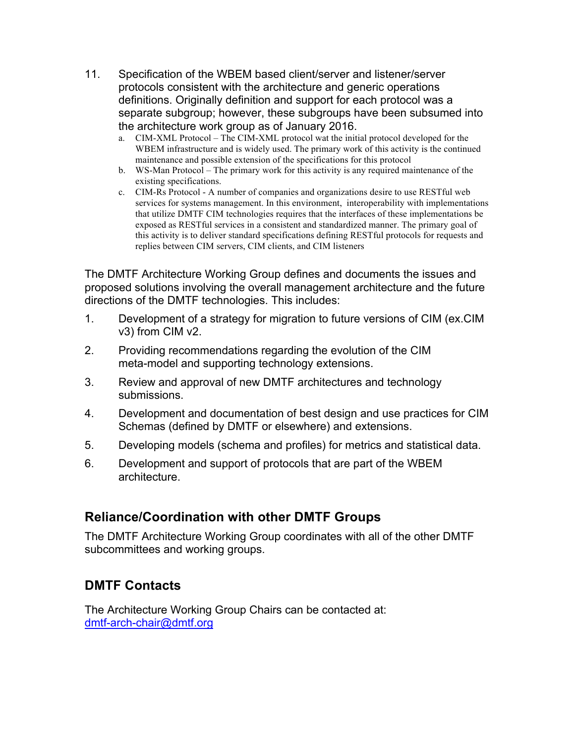11. Specification of the WBEM based client/server and listener/server protocols consistent with the architecture and generic operations definitions. Originally definition and support for each protocol was a separate subgroup; however, these subgroups have been subsumed into the architecture work group as of January 2016.
    a. CIM-XML Protocol – The CIM-XML protocol wat the initial protocol developed for the WBEM infrastructure and is widely used. The primary work of this activity is the continued maintenance and possible extension of the specifications for this protocol
    b. WS-Man Protocol – The primary work for this activity is any required maintenance of the existing specifications.
    c. CIM-Rs Protocol - A number of companies and organizations desire to use RESTful web services for systems management. In this environment, interoperability with implementations that utilize DMTF CIM technologies requires that the interfaces of these implementations be exposed as RESTful services in a consistent and standardized manner. The primary goal of this activity is to deliver standard specifications defining RESTful protocols for requests and replies between CIM servers, CIM clients, and CIM listeners

The DMTF Architecture Working Group defines and documents the issues and proposed solutions involving the overall management architecture and the future directions of the DMTF technologies. This includes:

1. Development of a strategy for migration to future versions of CIM (ex.CIM v3) from CIM v2.
2. Providing recommendations regarding the evolution of the CIM meta-model and supporting technology extensions.
3. Review and approval of new DMTF architectures and technology submissions.
4. Development and documentation of best design and use practices for CIM Schemas (defined by DMTF or elsewhere) and extensions.
5. Developing models (schema and profiles) for metrics and statistical data.
6. Development and support of protocols that are part of the WBEM architecture.

## Reliance/Coordination with other DMTF Groups

The DMTF Architecture Working Group coordinates with all of the other DMTF subcommittees and working groups.

## DMTF Contacts

The Architecture Working Group Chairs can be contacted at: dmtf-arch-chair@dmtf.org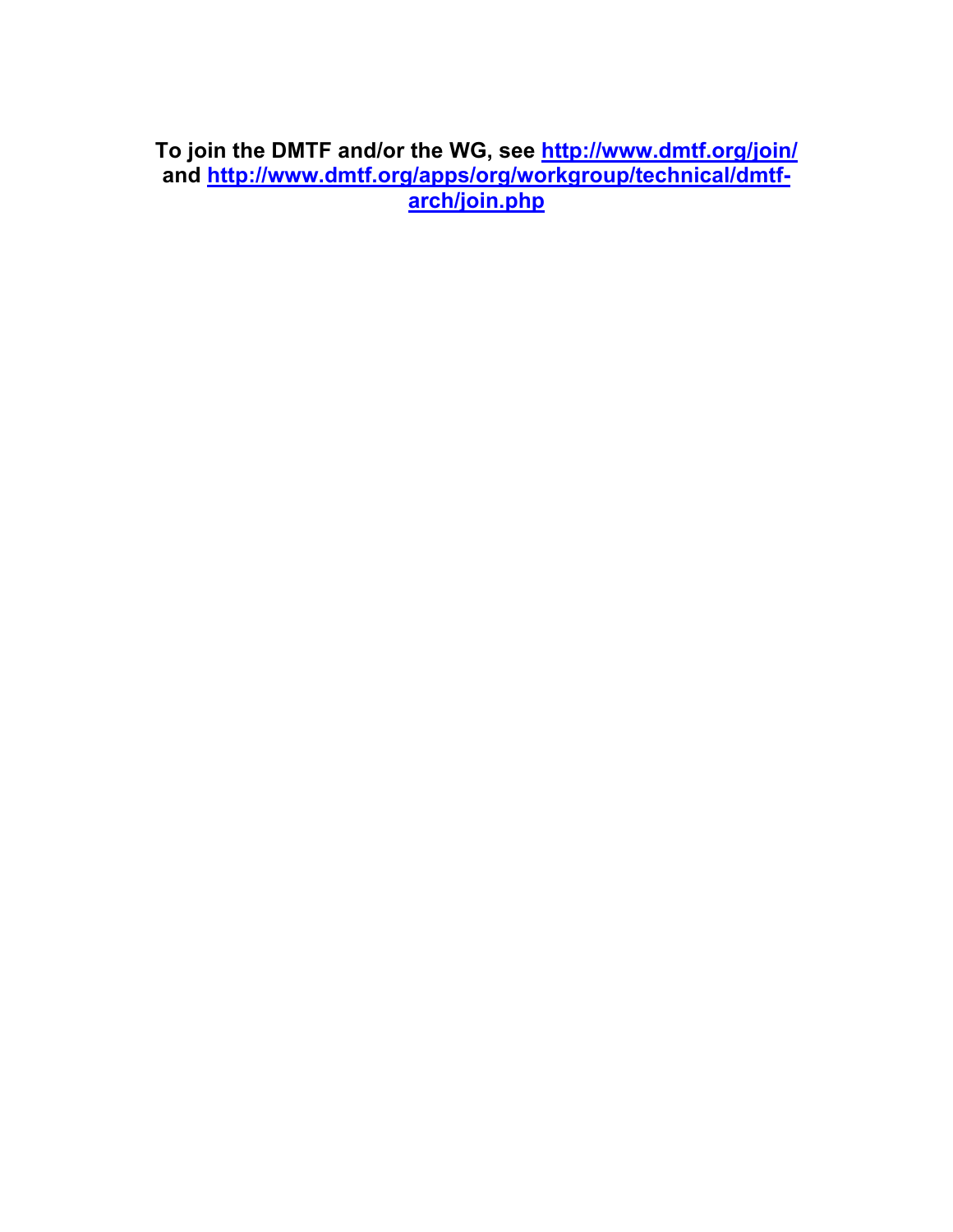**To join the DMTF and/or the WG, see [http://www.dmtf.org/join/](http://www.dmtf.org/join/) and [http://www.dmtf.org/apps/org/workgroup/technical/dmtf-arch/join.php](http://www.dmtf.org/apps/org/workgroup/technical/dmtf-arch/join.php)**